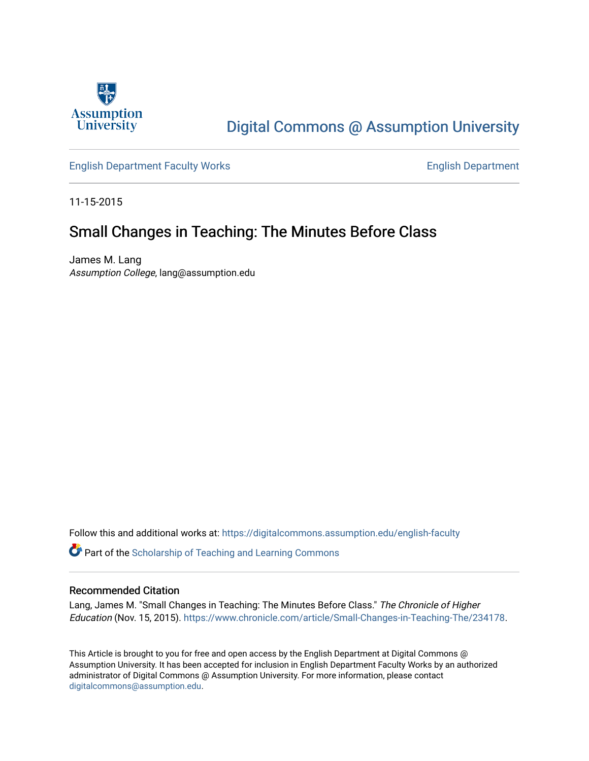Assumption University

Digital Commons @ Assumption University

English Department Faculty Works — English Department

11-15-2015

# Small Changes in Teaching: The Minutes Before Class

James M. Lang
*Assumption College*, lang@assumption.edu

Follow this and additional works at: https://digitalcommons.assumption.edu/english-faculty

Part of the Scholarship of Teaching and Learning Commons

## Recommended Citation

Lang, James M. "Small Changes in Teaching: The Minutes Before Class." *The Chronicle of Higher Education* (Nov. 15, 2015). https://www.chronicle.com/article/Small-Changes-in-Teaching-The/234178.

This Article is brought to you for free and open access by the English Department at Digital Commons @ Assumption University. It has been accepted for inclusion in English Department Faculty Works by an authorized administrator of Digital Commons @ Assumption University. For more information, please contact digitalcommons@assumption.edu.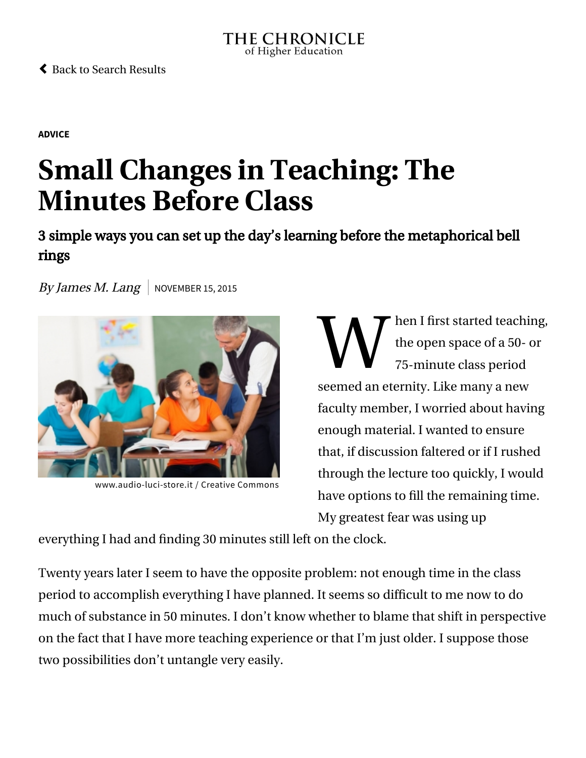THE CHRONICLE
of Higher Education

Back to Search Results

ADVICE

# Small Changes in Teaching: The Minutes Before Class

## 3 simple ways you can set up the day's learning before the metaphorical bell rings

*By James M. Lang* | NOVEMBER 15, 2015

www.audio-luci-store.it / Creative Commons

When I first started teaching, the open space of a 50- or 75-minute class period seemed an eternity. Like many a new faculty member, I worried about having enough material. I wanted to ensure that, if discussion faltered or if I rushed through the lecture too quickly, I would have options to fill the remaining time. My greatest fear was using up everything I had and finding 30 minutes still left on the clock.

Twenty years later I seem to have the opposite problem: not enough time in the class period to accomplish everything I have planned. It seems so difficult to me now to do much of substance in 50 minutes. I don't know whether to blame that shift in perspective on the fact that I have more teaching experience or that I'm just older. I suppose those two possibilities don't untangle very easily.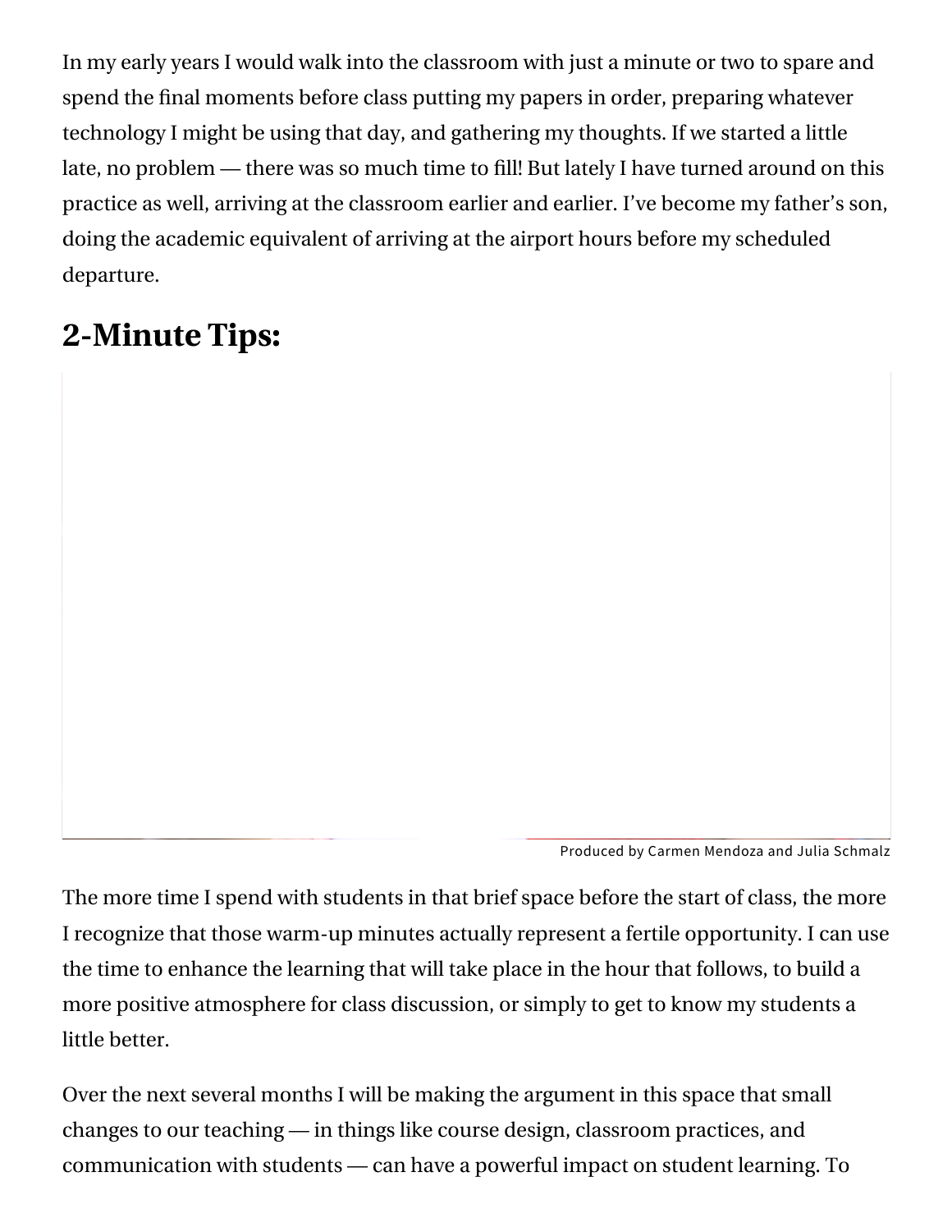In my early years I would walk into the classroom with just a minute or two to spare and spend the final moments before class putting my papers in order, preparing whatever technology I might be using that day, and gathering my thoughts. If we started a little late, no problem — there was so much time to fill! But lately I have turned around on this practice as well, arriving at the classroom earlier and earlier. I've become my father's son, doing the academic equivalent of arriving at the airport hours before my scheduled departure.

## 2-Minute Tips:

Produced by Carmen Mendoza and Julia Schmalz

The more time I spend with students in that brief space before the start of class, the more I recognize that those warm-up minutes actually represent a fertile opportunity. I can use the time to enhance the learning that will take place in the hour that follows, to build a more positive atmosphere for class discussion, or simply to get to know my students a little better.

Over the next several months I will be making the argument in this space that small changes to our teaching — in things like course design, classroom practices, and communication with students — can have a powerful impact on student learning. To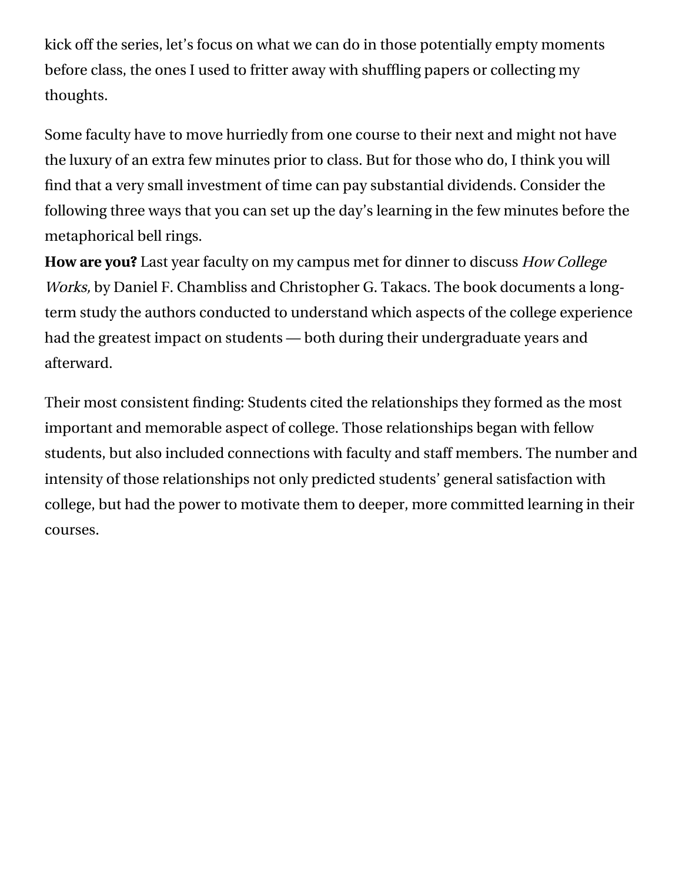kick off the series, let's focus on what we can do in those potentially empty moments before class, the ones I used to fritter away with shuffling papers or collecting my thoughts.

Some faculty have to move hurriedly from one course to their next and might not have the luxury of an extra few minutes prior to class. But for those who do, I think you will find that a very small investment of time can pay substantial dividends. Consider the following three ways that you can set up the day's learning in the few minutes before the metaphorical bell rings.

**How are you?** Last year faculty on my campus met for dinner to discuss *How College Works,* by Daniel F. Chambliss and Christopher G. Takacs. The book documents a long-term study the authors conducted to understand which aspects of the college experience had the greatest impact on students — both during their undergraduate years and afterward.

Their most consistent finding: Students cited the relationships they formed as the most important and memorable aspect of college. Those relationships began with fellow students, but also included connections with faculty and staff members. The number and intensity of those relationships not only predicted students' general satisfaction with college, but had the power to motivate them to deeper, more committed learning in their courses.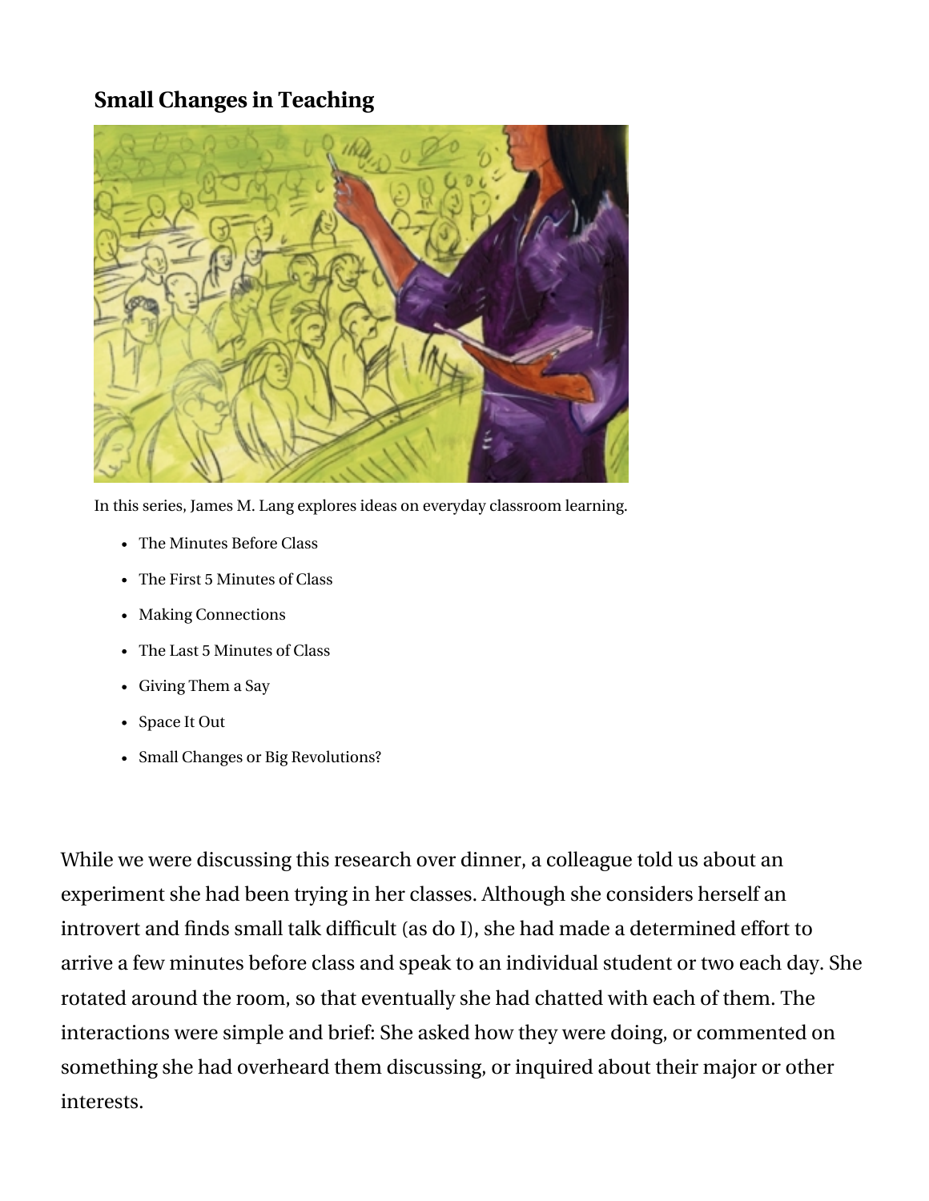**Small Changes in Teaching**

In this series, James M. Lang explores ideas on everyday classroom learning.

- The Minutes Before Class
- The First 5 Minutes of Class
- Making Connections
- The Last 5 Minutes of Class
- Giving Them a Say
- Space It Out
- Small Changes or Big Revolutions?

While we were discussing this research over dinner, a colleague told us about an experiment she had been trying in her classes. Although she considers herself an introvert and finds small talk difficult (as do I), she had made a determined effort to arrive a few minutes before class and speak to an individual student or two each day. She rotated around the room, so that eventually she had chatted with each of them. The interactions were simple and brief: She asked how they were doing, or commented on something she had overheard them discussing, or inquired about their major or other interests.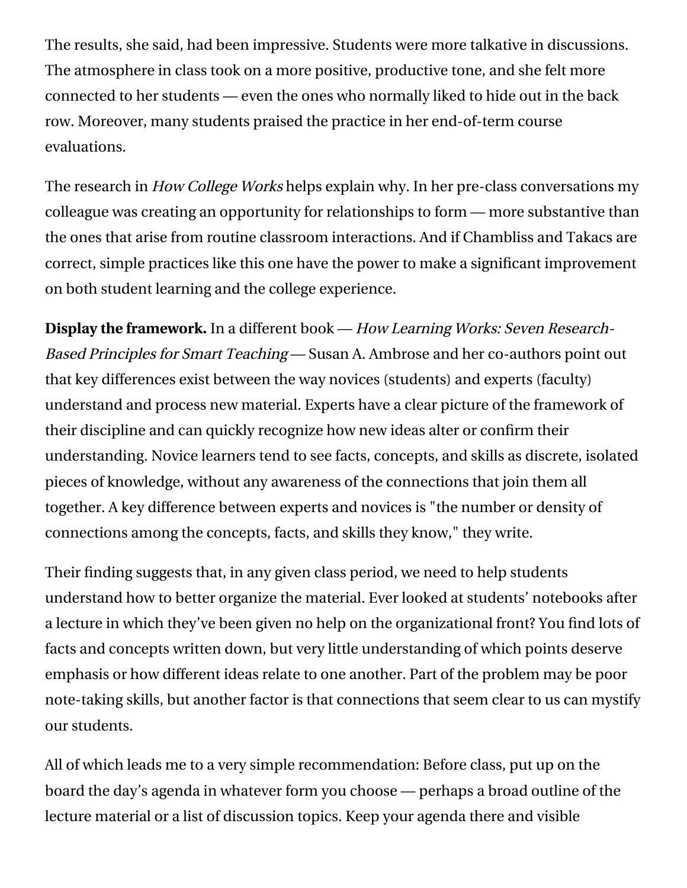The results, she said, had been impressive. Students were more talkative in discussions. The atmosphere in class took on a more positive, productive tone, and she felt more connected to her students — even the ones who normally liked to hide out in the back row. Moreover, many students praised the practice in her end-of-term course evaluations.

The research in *How College Works* helps explain why. In her pre-class conversations my colleague was creating an opportunity for relationships to form — more substantive than the ones that arise from routine classroom interactions. And if Chambliss and Takacs are correct, simple practices like this one have the power to make a significant improvement on both student learning and the college experience.

**Display the framework.** In a different book — *How Learning Works: Seven Research-Based Principles for Smart Teaching* — Susan A. Ambrose and her co-authors point out that key differences exist between the way novices (students) and experts (faculty) understand and process new material. Experts have a clear picture of the framework of their discipline and can quickly recognize how new ideas alter or confirm their understanding. Novice learners tend to see facts, concepts, and skills as discrete, isolated pieces of knowledge, without any awareness of the connections that join them all together. A key difference between experts and novices is "the number or density of connections among the concepts, facts, and skills they know," they write.

Their finding suggests that, in any given class period, we need to help students understand how to better organize the material. Ever looked at students' notebooks after a lecture in which they've been given no help on the organizational front? You find lots of facts and concepts written down, but very little understanding of which points deserve emphasis or how different ideas relate to one another. Part of the problem may be poor note-taking skills, but another factor is that connections that seem clear to us can mystify our students.

All of which leads me to a very simple recommendation: Before class, put up on the board the day's agenda in whatever form you choose — perhaps a broad outline of the lecture material or a list of discussion topics. Keep your agenda there and visible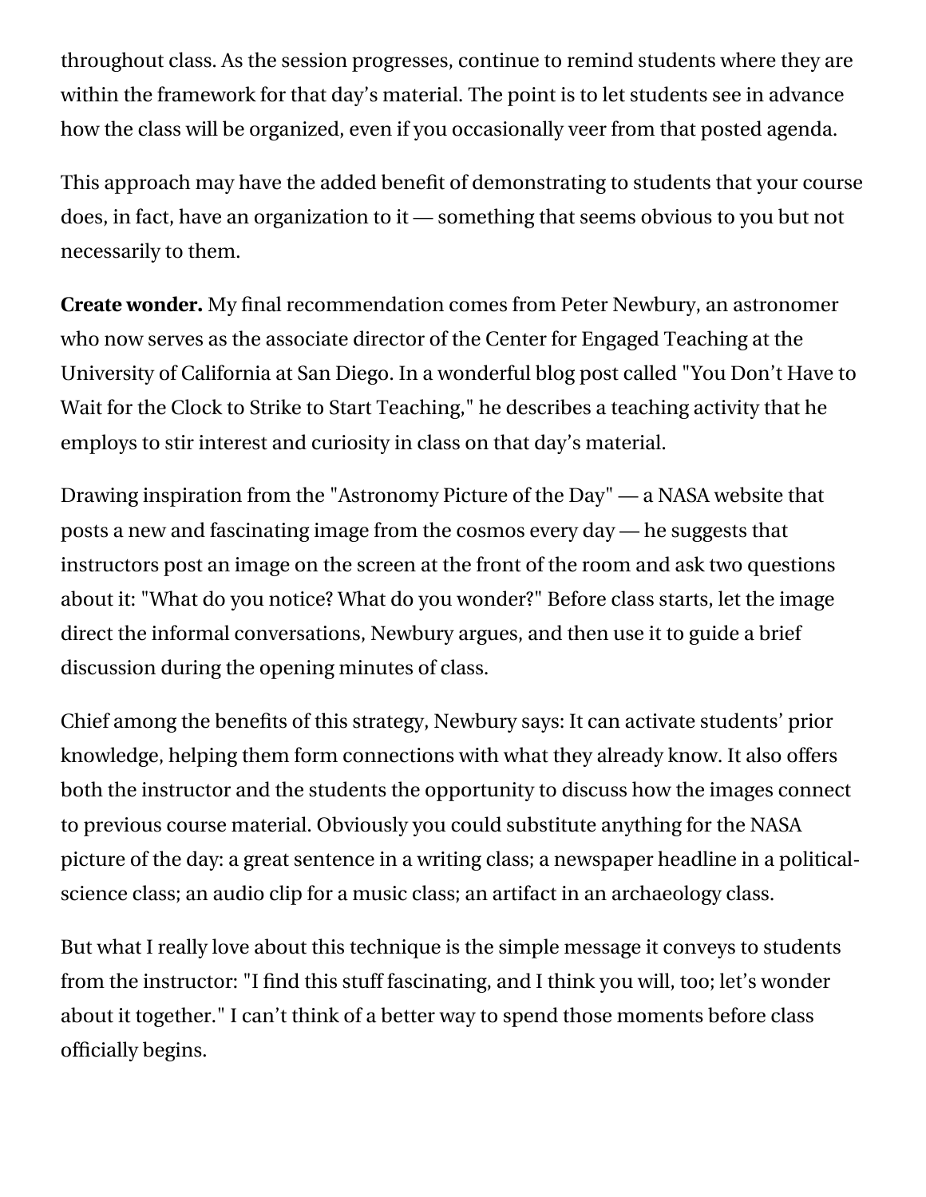throughout class. As the session progresses, continue to remind students where they are within the framework for that day's material. The point is to let students see in advance how the class will be organized, even if you occasionally veer from that posted agenda.

This approach may have the added benefit of demonstrating to students that your course does, in fact, have an organization to it — something that seems obvious to you but not necessarily to them.

**Create wonder.** My final recommendation comes from Peter Newbury, an astronomer who now serves as the associate director of the Center for Engaged Teaching at the University of California at San Diego. In a wonderful blog post called "You Don't Have to Wait for the Clock to Strike to Start Teaching," he describes a teaching activity that he employs to stir interest and curiosity in class on that day's material.

Drawing inspiration from the "Astronomy Picture of the Day" — a NASA website that posts a new and fascinating image from the cosmos every day — he suggests that instructors post an image on the screen at the front of the room and ask two questions about it: "What do you notice? What do you wonder?" Before class starts, let the image direct the informal conversations, Newbury argues, and then use it to guide a brief discussion during the opening minutes of class.

Chief among the benefits of this strategy, Newbury says: It can activate students' prior knowledge, helping them form connections with what they already know. It also offers both the instructor and the students the opportunity to discuss how the images connect to previous course material. Obviously you could substitute anything for the NASA picture of the day: a great sentence in a writing class; a newspaper headline in a political-science class; an audio clip for a music class; an artifact in an archaeology class.

But what I really love about this technique is the simple message it conveys to students from the instructor: "I find this stuff fascinating, and I think you will, too; let's wonder about it together." I can't think of a better way to spend those moments before class officially begins.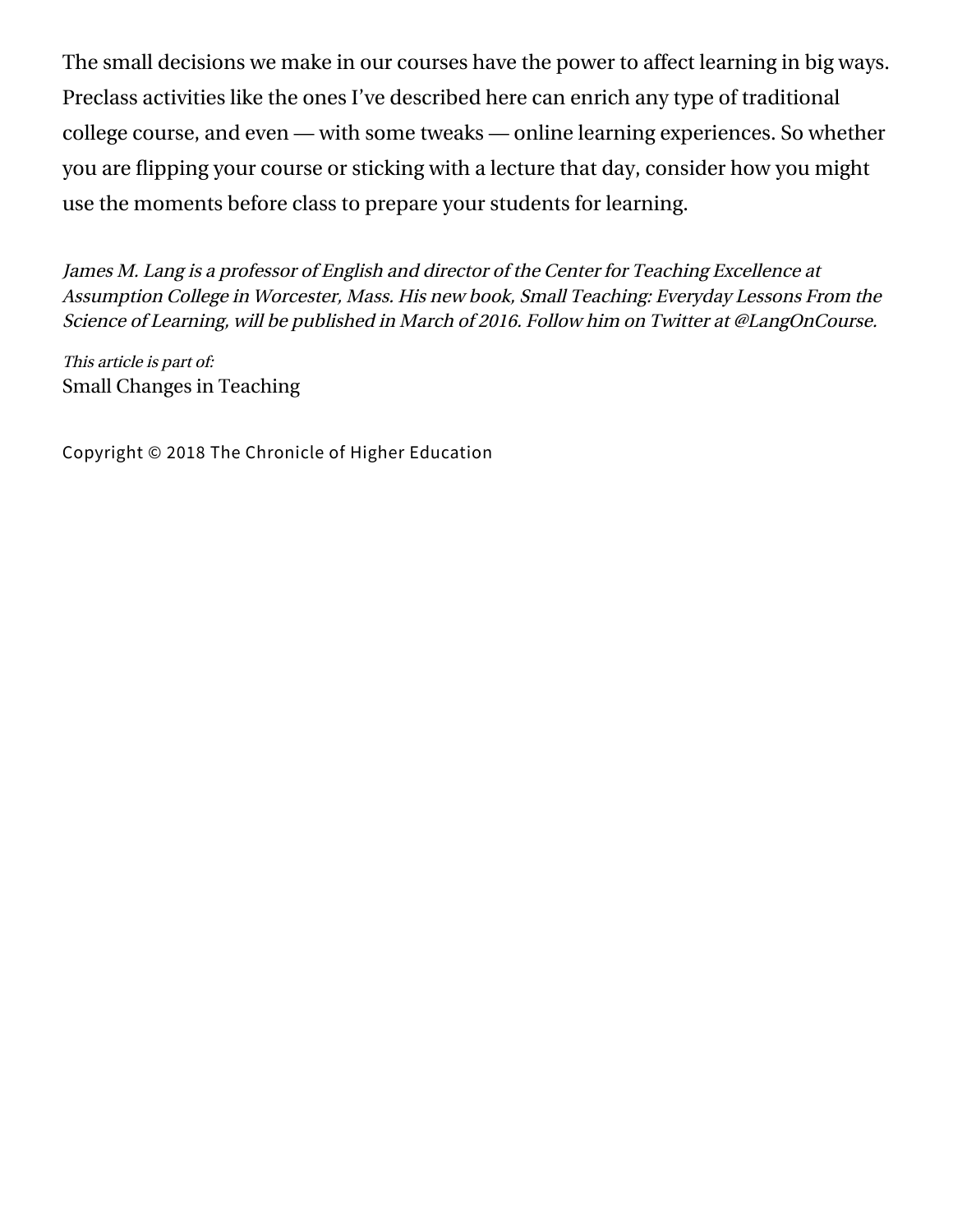The small decisions we make in our courses have the power to affect learning in big ways. Preclass activities like the ones I've described here can enrich any type of traditional college course, and even — with some tweaks — online learning experiences. So whether you are flipping your course or sticking with a lecture that day, consider how you might use the moments before class to prepare your students for learning.

*James M. Lang is a professor of English and director of the Center for Teaching Excellence at Assumption College in Worcester, Mass. His new book, Small Teaching: Everyday Lessons From the Science of Learning, will be published in March of 2016. Follow him on Twitter at @LangOnCourse.*

*This article is part of:*
Small Changes in Teaching

Copyright © 2018 The Chronicle of Higher Education